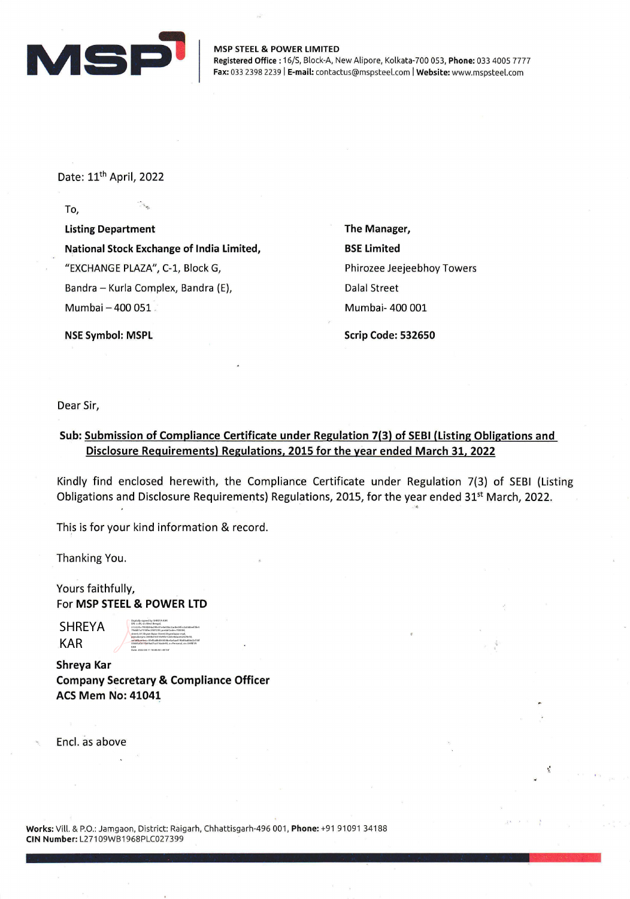**MSP STEEL & POWER LIMITED**
**Registered Office :** 16/S, Block-A, New Alipore, Kolkata-700 053, **Phone:** 033 4005 7777
**Fax:** 033 2398 2239 | **E-mail:** contactus@mspsteel.com | **Website:** www.mspsteel.com

Date: 11th April, 2022

To,

| | |
|---|---|
| **Listing Department** | **The Manager,** |
| **National Stock Exchange of India Limited,** | **BSE Limited** |
| "EXCHANGE PLAZA", C-1, Block G, | Phirozee Jeejeebhoy Towers |
| Bandra – Kurla Complex, Bandra (E), | Dalal Street |
| Mumbai – 400 051 | Mumbai- 400 001 |
| **NSE Symbol: MSPL** | **Scrip Code: 532650** |

Dear Sir,

**Sub: Submission of Compliance Certificate under Regulation 7(3) of SEBI (Listing Obligations and Disclosure Requirements) Regulations, 2015 for the year ended March 31, 2022**

Kindly find enclosed herewith, the Compliance Certificate under Regulation 7(3) of SEBI (Listing Obligations and Disclosure Requirements) Regulations, 2015, for the year ended 31st March, 2022.

This is for your kind information & record.

Thanking You.

Yours faithfully,
For **MSP STEEL & POWER LTD**

SHREYA KAR

**Shreya Kar**
**Company Secretary & Compliance Officer**
**ACS Mem No: 41041**

Encl. as above

**Works:** Vill. & P.O.: Jamgaon, District: Raigarh, Chhattisgarh-496 001, **Phone:** +91 91091 34188
**CIN Number:** L27109WB1968PLC027399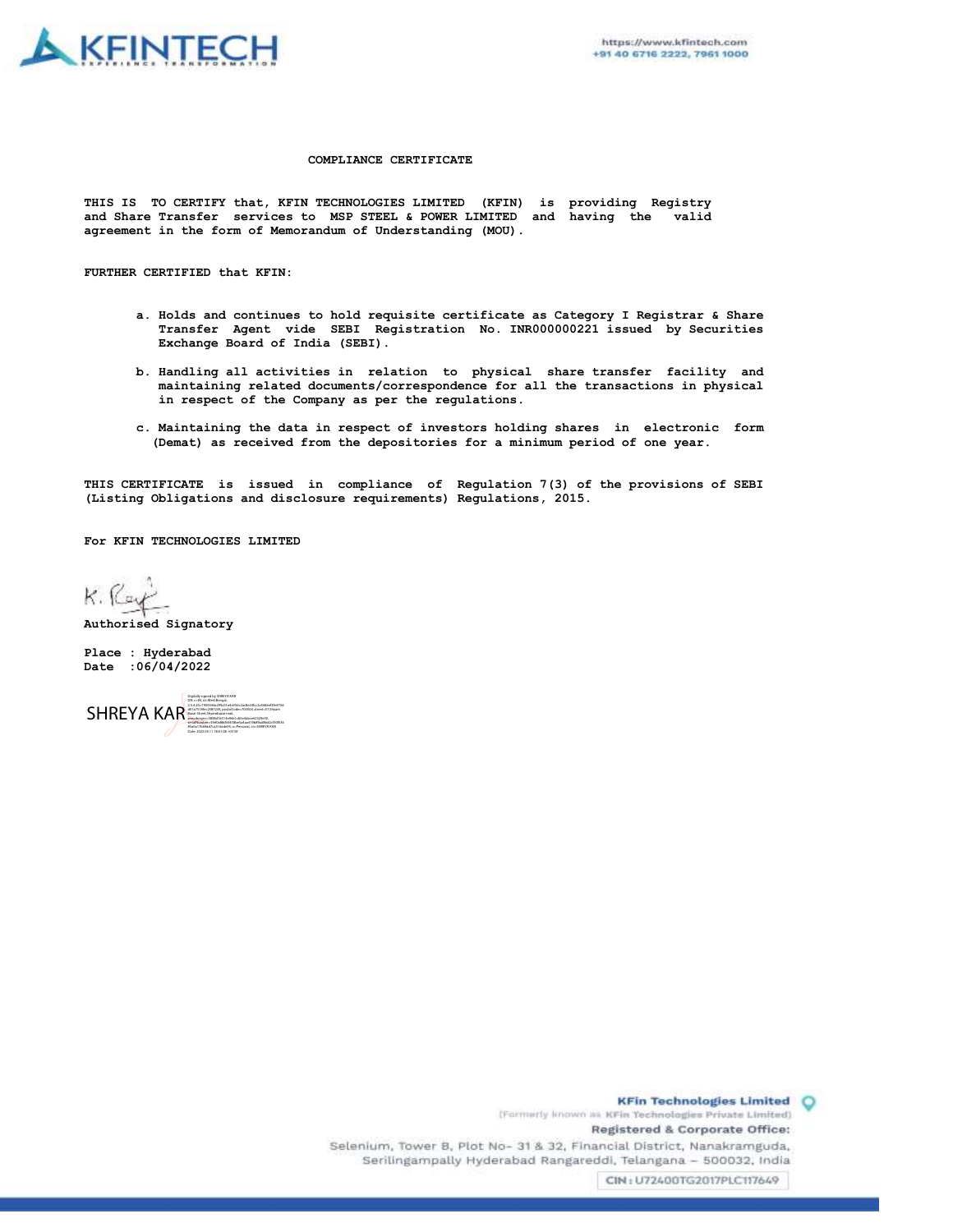https://www.kfintech.com
+91 40 6716 2222, 7961 1000

# COMPLIANCE CERTIFICATE

**THIS IS TO CERTIFY that, KFIN TECHNOLOGIES LIMITED (KFIN) is providing Registry and Share Transfer services to MSP STEEL & POWER LIMITED and having the valid agreement in the form of Memorandum of Understanding (MOU).**

**FURTHER CERTIFIED that KFIN:**

a. **Holds and continues to hold requisite certificate as Category I Registrar & Share Transfer Agent vide SEBI Registration No. INR000000221 issued by Securities Exchange Board of India (SEBI).**

b. **Handling all activities in relation to physical share transfer facility and maintaining related documents/correspondence for all the transactions in physical in respect of the Company as per the regulations.**

c. **Maintaining the data in respect of investors holding shares in electronic form (Demat) as received from the depositories for a minimum period of one year.**

**THIS CERTIFICATE is issued in compliance of Regulation 7(3) of the provisions of SEBI (Listing Obligations and disclosure requirements) Regulations, 2015.**

**For KFIN TECHNOLOGIES LIMITED**

K. Ray

**Authorised Signatory**

**Place : Hyderabad**
**Date :06/04/2022**

SHREYA KAR

Digitally signed by SHREYA KAR
Date: 2022.04.11

**KFin Technologies Limited**
(Formerly known as KFin Technologies Private Limited)
Registered & Corporate Office:
Selenium, Tower B, Plot No- 31 & 32, Financial District, Nanakramguda, Serilingampally Hyderabad Rangareddi, Telangana – 500032, India
CIN : U72400TG2017PLC117649